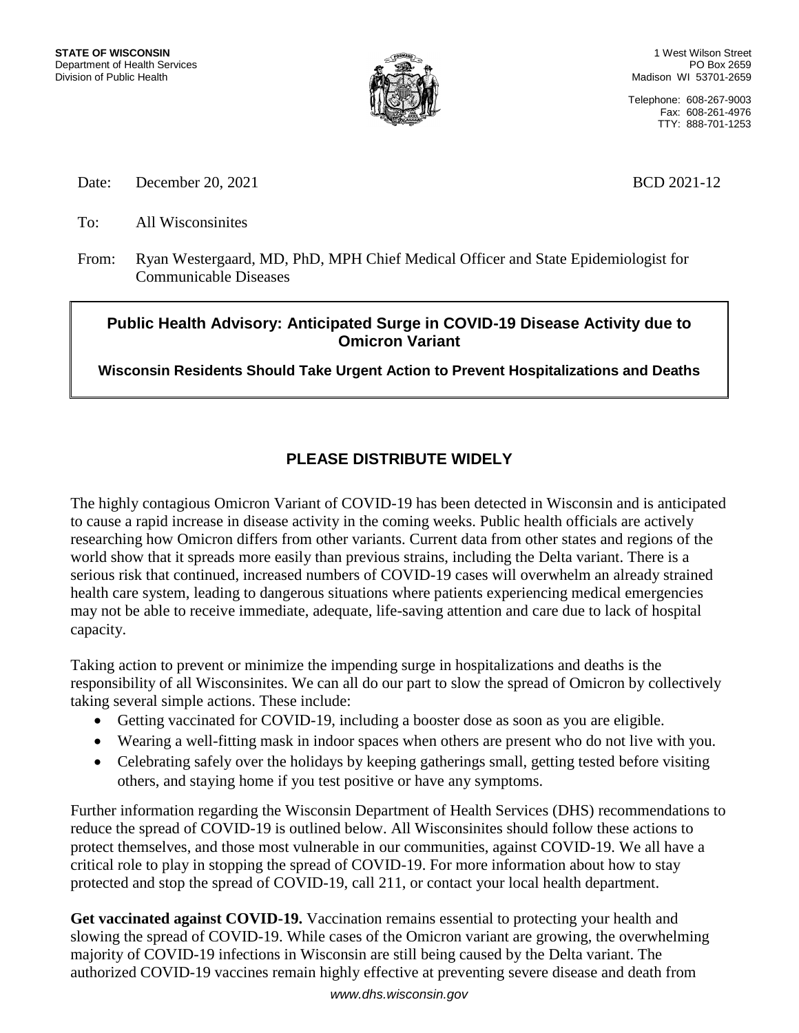**STATE OF WISCONSIN**
Department of Health Services
Division of Public Health

1 West Wilson Street
PO Box 2659
Madison WI 53701-2659

Telephone: 608-267-9003
Fax: 608-261-4976
TTY: 888-701-1253

Date: December 20, 2021 BCD 2021-12

To: All Wisconsinites

From: Ryan Westergaard, MD, PhD, MPH Chief Medical Officer and State Epidemiologist for Communicable Diseases

## Public Health Advisory: Anticipated Surge in COVID-19 Disease Activity due to Omicron Variant

**Wisconsin Residents Should Take Urgent Action to Prevent Hospitalizations and Deaths**

## PLEASE DISTRIBUTE WIDELY

The highly contagious Omicron Variant of COVID-19 has been detected in Wisconsin and is anticipated to cause a rapid increase in disease activity in the coming weeks. Public health officials are actively researching how Omicron differs from other variants. Current data from other states and regions of the world show that it spreads more easily than previous strains, including the Delta variant. There is a serious risk that continued, increased numbers of COVID-19 cases will overwhelm an already strained health care system, leading to dangerous situations where patients experiencing medical emergencies may not be able to receive immediate, adequate, life-saving attention and care due to lack of hospital capacity.

Taking action to prevent or minimize the impending surge in hospitalizations and deaths is the responsibility of all Wisconsinites. We can all do our part to slow the spread of Omicron by collectively taking several simple actions. These include:

- Getting vaccinated for COVID-19, including a booster dose as soon as you are eligible.
- Wearing a well-fitting mask in indoor spaces when others are present who do not live with you.
- Celebrating safely over the holidays by keeping gatherings small, getting tested before visiting others, and staying home if you test positive or have any symptoms.

Further information regarding the Wisconsin Department of Health Services (DHS) recommendations to reduce the spread of COVID-19 is outlined below. All Wisconsinites should follow these actions to protect themselves, and those most vulnerable in our communities, against COVID-19. We all have a critical role to play in stopping the spread of COVID-19. For more information about how to stay protected and stop the spread of COVID-19, call 211, or contact your local health department.

**Get vaccinated against COVID-19.** Vaccination remains essential to protecting your health and slowing the spread of COVID-19. While cases of the Omicron variant are growing, the overwhelming majority of COVID-19 infections in Wisconsin are still being caused by the Delta variant. The authorized COVID-19 vaccines remain highly effective at preventing severe disease and death from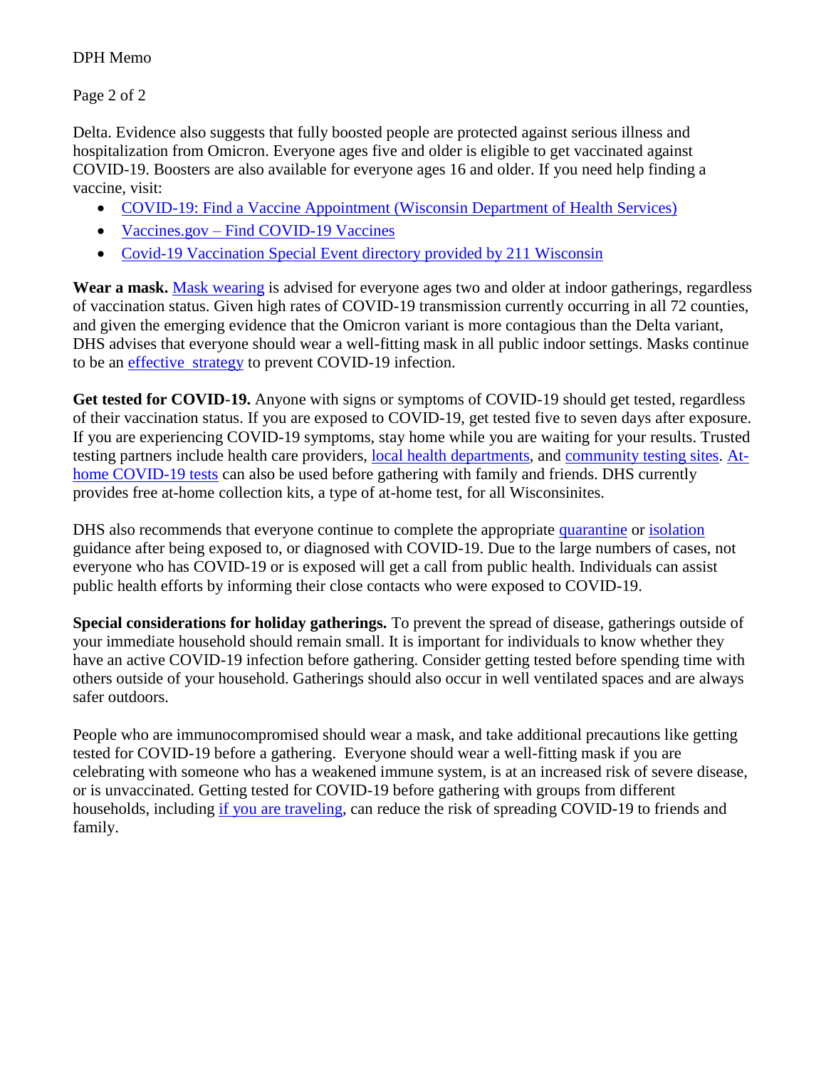Delta. Evidence also suggests that fully boosted people are protected against serious illness and hospitalization from Omicron. Everyone ages five and older is eligible to get vaccinated against COVID-19. Boosters are also available for everyone ages 16 and older. If you need help finding a vaccine, visit:

- COVID-19: Find a Vaccine Appointment (Wisconsin Department of Health Services)
- Vaccines.gov – Find COVID-19 Vaccines
- Covid-19 Vaccination Special Event directory provided by 211 Wisconsin

**Wear a mask.** Mask wearing is advised for everyone ages two and older at indoor gatherings, regardless of vaccination status. Given high rates of COVID-19 transmission currently occurring in all 72 counties, and given the emerging evidence that the Omicron variant is more contagious than the Delta variant, DHS advises that everyone should wear a well-fitting mask in all public indoor settings. Masks continue to be an effective strategy to prevent COVID-19 infection.

**Get tested for COVID-19.** Anyone with signs or symptoms of COVID-19 should get tested, regardless of their vaccination status. If you are exposed to COVID-19, get tested five to seven days after exposure. If you are experiencing COVID-19 symptoms, stay home while you are waiting for your results. Trusted testing partners include health care providers, local health departments, and community testing sites. At-home COVID-19 tests can also be used before gathering with family and friends. DHS currently provides free at-home collection kits, a type of at-home test, for all Wisconsinites.

DHS also recommends that everyone continue to complete the appropriate quarantine or isolation guidance after being exposed to, or diagnosed with COVID-19. Due to the large numbers of cases, not everyone who has COVID-19 or is exposed will get a call from public health. Individuals can assist public health efforts by informing their close contacts who were exposed to COVID-19.

**Special considerations for holiday gatherings.** To prevent the spread of disease, gatherings outside of your immediate household should remain small. It is important for individuals to know whether they have an active COVID-19 infection before gathering. Consider getting tested before spending time with others outside of your household. Gatherings should also occur in well ventilated spaces and are always safer outdoors.

People who are immunocompromised should wear a mask, and take additional precautions like getting tested for COVID-19 before a gathering. Everyone should wear a well-fitting mask if you are celebrating with someone who has a weakened immune system, is at an increased risk of severe disease, or is unvaccinated. Getting tested for COVID-19 before gathering with groups from different households, including if you are traveling, can reduce the risk of spreading COVID-19 to friends and family.